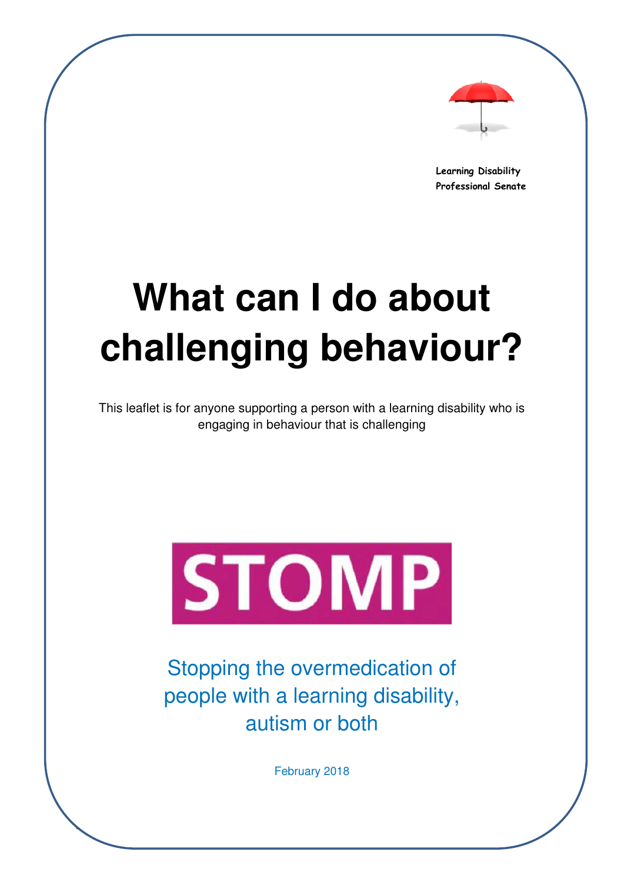Learning Disability
Professional Senate

# What can I do about challenging behaviour?

This leaflet is for anyone supporting a person with a learning disability who is engaging in behaviour that is challenging

STOMP

Stopping the overmedication of people with a learning disability, autism or both

February 2018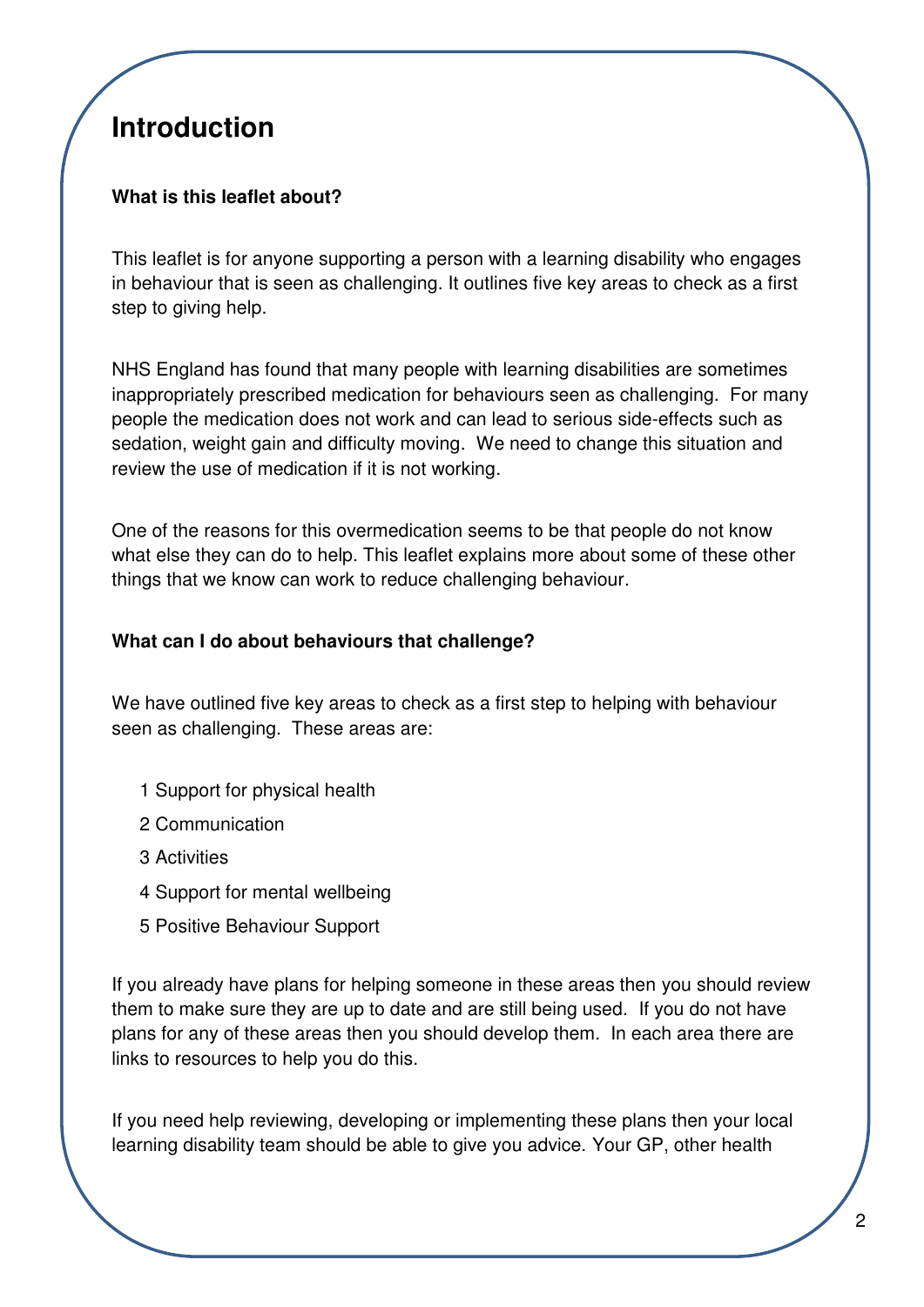# Introduction

**What is this leaflet about?**

This leaflet is for anyone supporting a person with a learning disability who engages in behaviour that is seen as challenging. It outlines five key areas to check as a first step to giving help.

NHS England has found that many people with learning disabilities are sometimes inappropriately prescribed medication for behaviours seen as challenging. For many people the medication does not work and can lead to serious side-effects such as sedation, weight gain and difficulty moving. We need to change this situation and review the use of medication if it is not working.

One of the reasons for this overmedication seems to be that people do not know what else they can do to help. This leaflet explains more about some of these other things that we know can work to reduce challenging behaviour.

**What can I do about behaviours that challenge?**

We have outlined five key areas to check as a first step to helping with behaviour seen as challenging. These areas are:

1 Support for physical health

2 Communication

3 Activities

4 Support for mental wellbeing

5 Positive Behaviour Support

If you already have plans for helping someone in these areas then you should review them to make sure they are up to date and are still being used. If you do not have plans for any of these areas then you should develop them. In each area there are links to resources to help you do this.

If you need help reviewing, developing or implementing these plans then your local learning disability team should be able to give you advice. Your GP, other health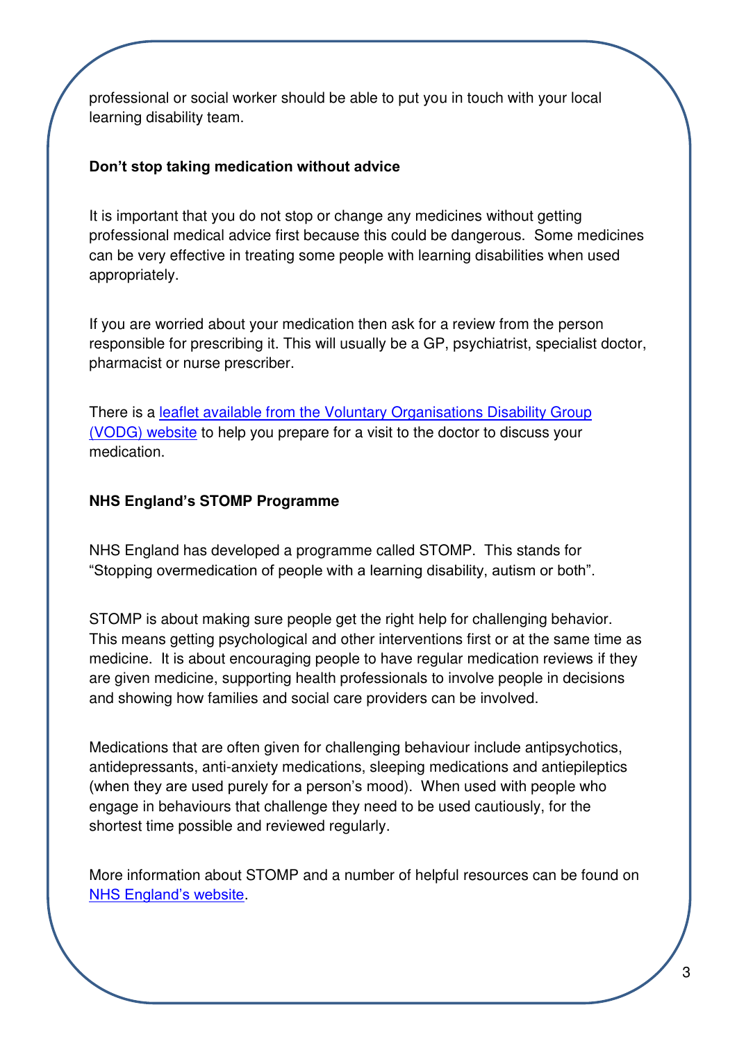professional or social worker should be able to put you in touch with your local learning disability team.

**Don't stop taking medication without advice**

It is important that you do not stop or change any medicines without getting professional medical advice first because this could be dangerous. Some medicines can be very effective in treating some people with learning disabilities when used appropriately.

If you are worried about your medication then ask for a review from the person responsible for prescribing it. This will usually be a GP, psychiatrist, specialist doctor, pharmacist or nurse prescriber.

There is a leaflet available from the Voluntary Organisations Disability Group (VODG) website to help you prepare for a visit to the doctor to discuss your medication.

**NHS England's STOMP Programme**

NHS England has developed a programme called STOMP. This stands for "Stopping overmedication of people with a learning disability, autism or both".

STOMP is about making sure people get the right help for challenging behavior. This means getting psychological and other interventions first or at the same time as medicine. It is about encouraging people to have regular medication reviews if they are given medicine, supporting health professionals to involve people in decisions and showing how families and social care providers can be involved.

Medications that are often given for challenging behaviour include antipsychotics, antidepressants, anti-anxiety medications, sleeping medications and antiepileptics (when they are used purely for a person's mood). When used with people who engage in behaviours that challenge they need to be used cautiously, for the shortest time possible and reviewed regularly.

More information about STOMP and a number of helpful resources can be found on NHS England's website.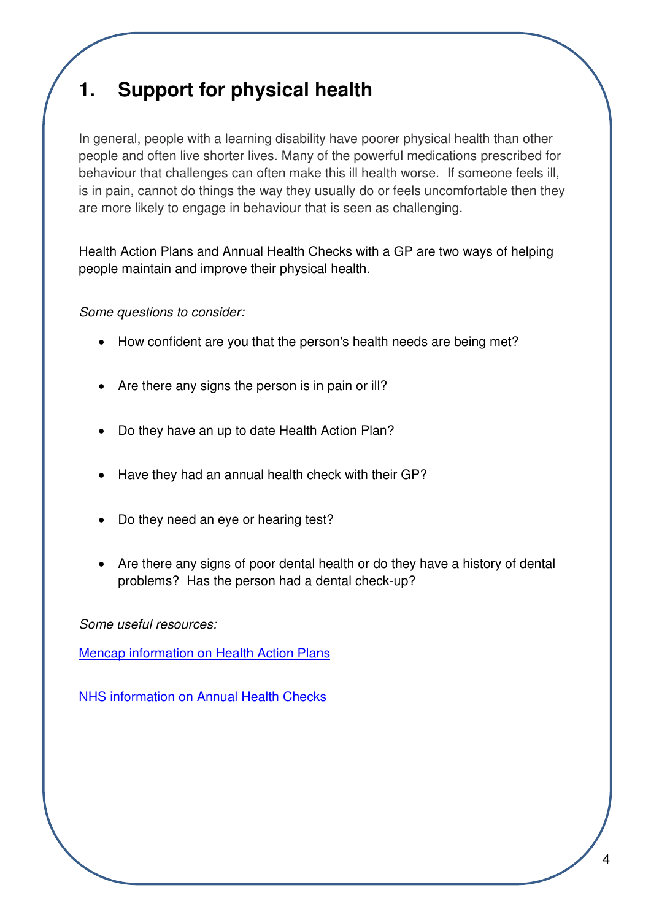# 1. Support for physical health

In general, people with a learning disability have poorer physical health than other people and often live shorter lives. Many of the powerful medications prescribed for behaviour that challenges can often make this ill health worse. If someone feels ill, is in pain, cannot do things the way they usually do or feels uncomfortable then they are more likely to engage in behaviour that is seen as challenging.

Health Action Plans and Annual Health Checks with a GP are two ways of helping people maintain and improve their physical health.

*Some questions to consider:*

- How confident are you that the person's health needs are being met?
- Are there any signs the person is in pain or ill?
- Do they have an up to date Health Action Plan?
- Have they had an annual health check with their GP?
- Do they need an eye or hearing test?
- Are there any signs of poor dental health or do they have a history of dental problems? Has the person had a dental check-up?

*Some useful resources:*

Mencap information on Health Action Plans

NHS information on Annual Health Checks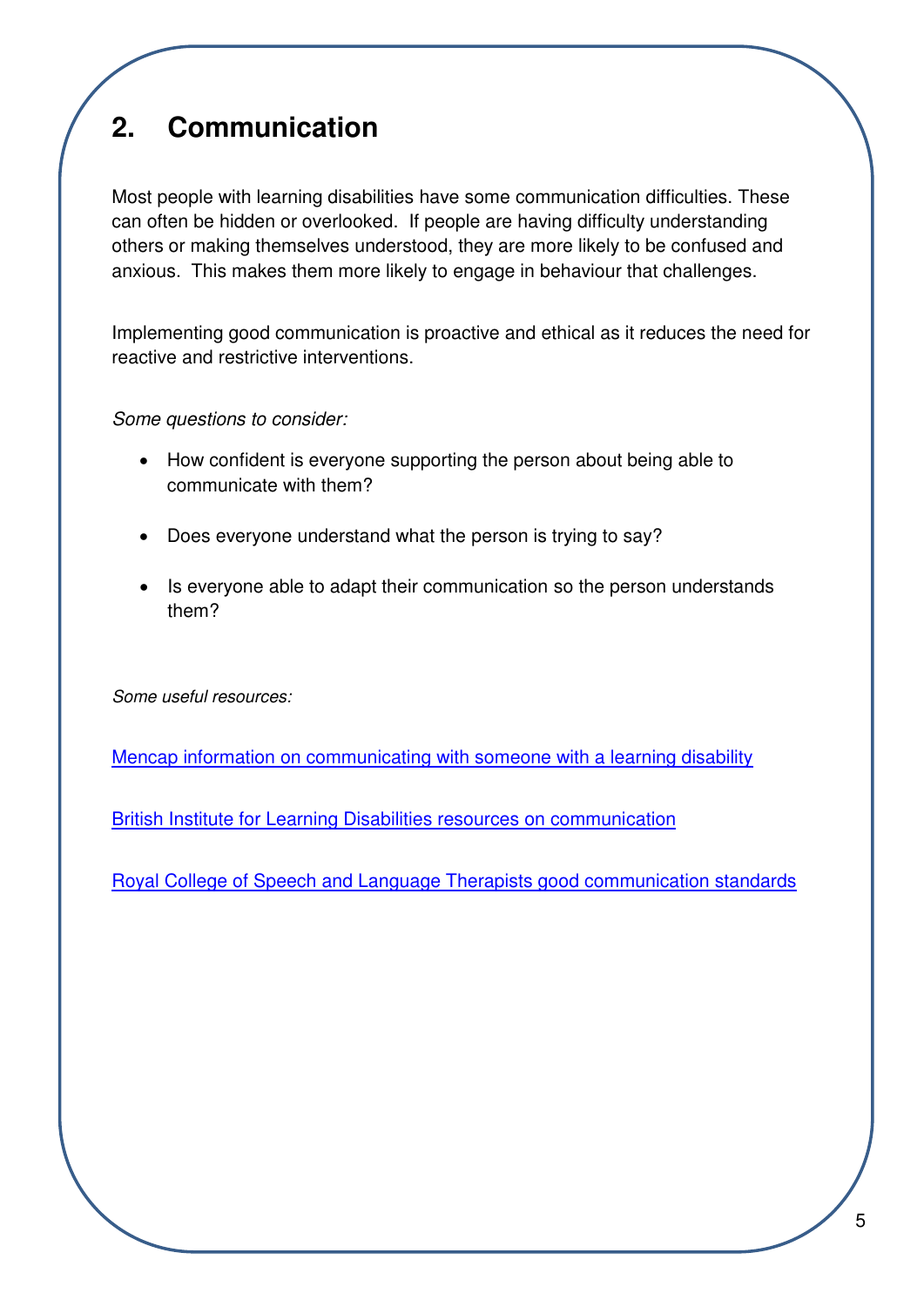## 2. Communication

Most people with learning disabilities have some communication difficulties. These can often be hidden or overlooked. If people are having difficulty understanding others or making themselves understood, they are more likely to be confused and anxious. This makes them more likely to engage in behaviour that challenges.

Implementing good communication is proactive and ethical as it reduces the need for reactive and restrictive interventions.

*Some questions to consider:*

- How confident is everyone supporting the person about being able to communicate with them?
- Does everyone understand what the person is trying to say?
- Is everyone able to adapt their communication so the person understands them?

*Some useful resources:*

Mencap information on communicating with someone with a learning disability

British Institute for Learning Disabilities resources on communication

Royal College of Speech and Language Therapists good communication standards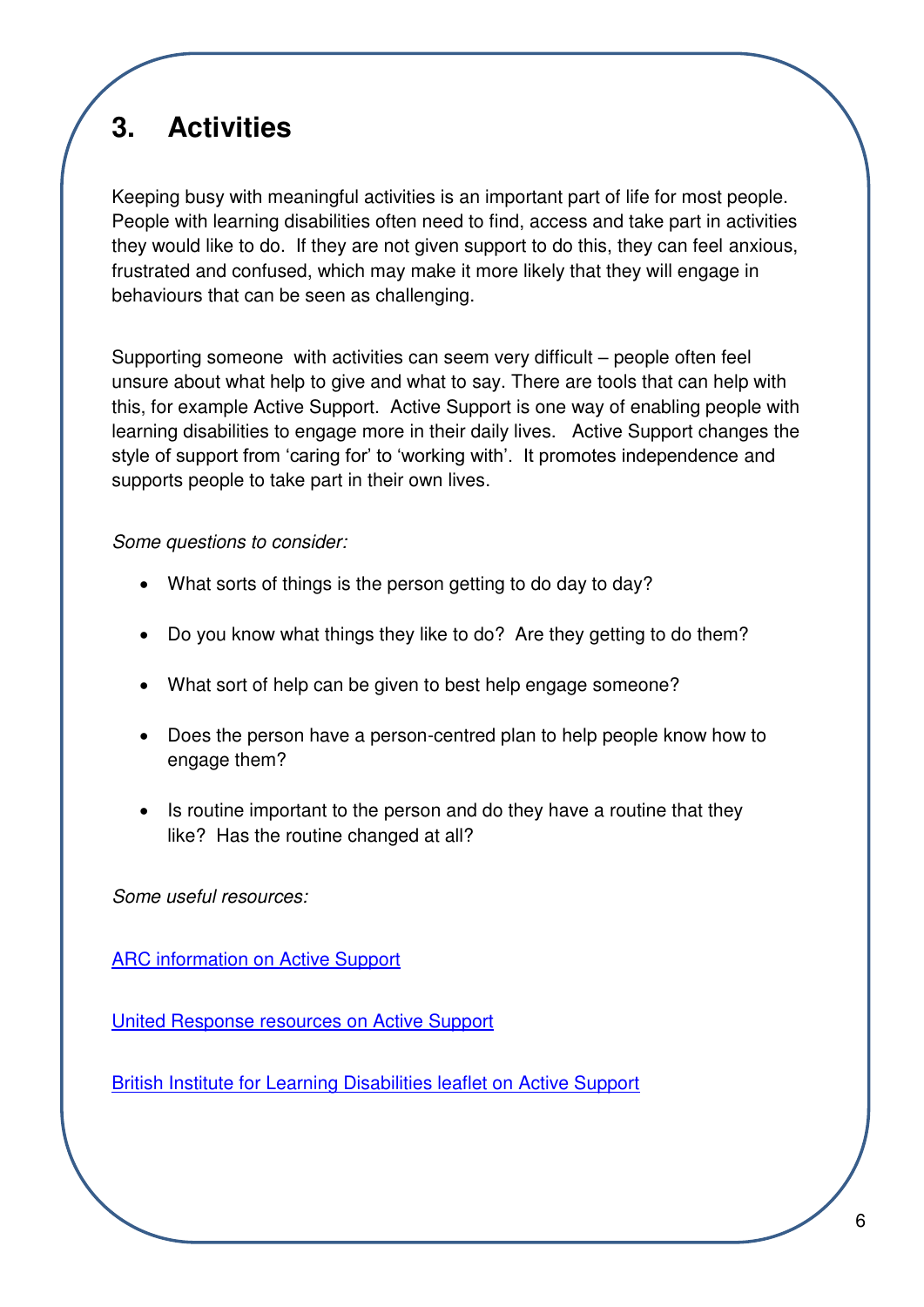## 3. Activities

Keeping busy with meaningful activities is an important part of life for most people. People with learning disabilities often need to find, access and take part in activities they would like to do. If they are not given support to do this, they can feel anxious, frustrated and confused, which may make it more likely that they will engage in behaviours that can be seen as challenging.

Supporting someone with activities can seem very difficult – people often feel unsure about what help to give and what to say. There are tools that can help with this, for example Active Support. Active Support is one way of enabling people with learning disabilities to engage more in their daily lives. Active Support changes the style of support from 'caring for' to 'working with'. It promotes independence and supports people to take part in their own lives.

*Some questions to consider:*

- What sorts of things is the person getting to do day to day?
- Do you know what things they like to do? Are they getting to do them?
- What sort of help can be given to best help engage someone?
- Does the person have a person-centred plan to help people know how to engage them?
- Is routine important to the person and do they have a routine that they like? Has the routine changed at all?

*Some useful resources:*

ARC information on Active Support

United Response resources on Active Support

British Institute for Learning Disabilities leaflet on Active Support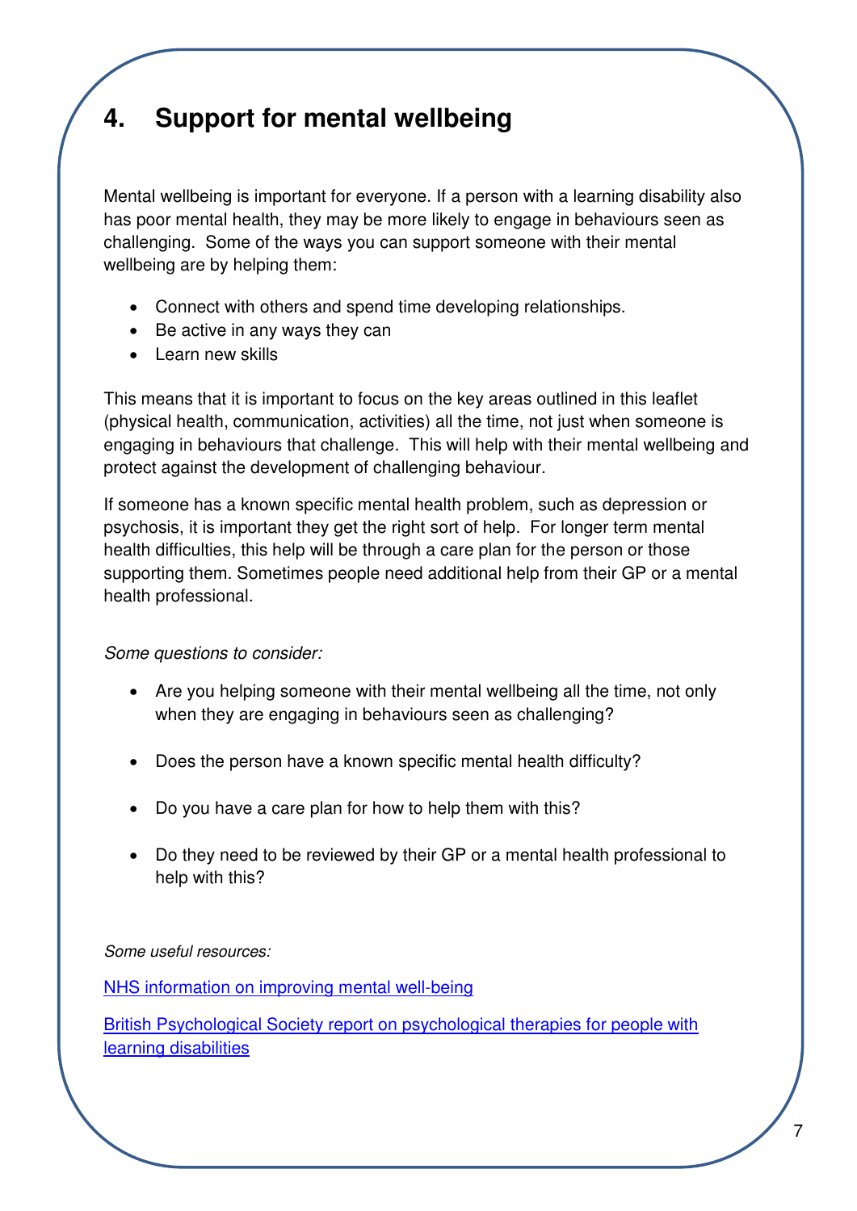## 4. Support for mental wellbeing

Mental wellbeing is important for everyone. If a person with a learning disability also has poor mental health, they may be more likely to engage in behaviours seen as challenging. Some of the ways you can support someone with their mental wellbeing are by helping them:

- Connect with others and spend time developing relationships.
- Be active in any ways they can
- Learn new skills

This means that it is important to focus on the key areas outlined in this leaflet (physical health, communication, activities) all the time, not just when someone is engaging in behaviours that challenge. This will help with their mental wellbeing and protect against the development of challenging behaviour.

If someone has a known specific mental health problem, such as depression or psychosis, it is important they get the right sort of help. For longer term mental health difficulties, this help will be through a care plan for the person or those supporting them. Sometimes people need additional help from their GP or a mental health professional.

*Some questions to consider:*

- Are you helping someone with their mental wellbeing all the time, not only when they are engaging in behaviours seen as challenging?
- Does the person have a known specific mental health difficulty?
- Do you have a care plan for how to help them with this?
- Do they need to be reviewed by their GP or a mental health professional to help with this?

*Some useful resources:*

NHS information on improving mental well-being

British Psychological Society report on psychological therapies for people with learning disabilities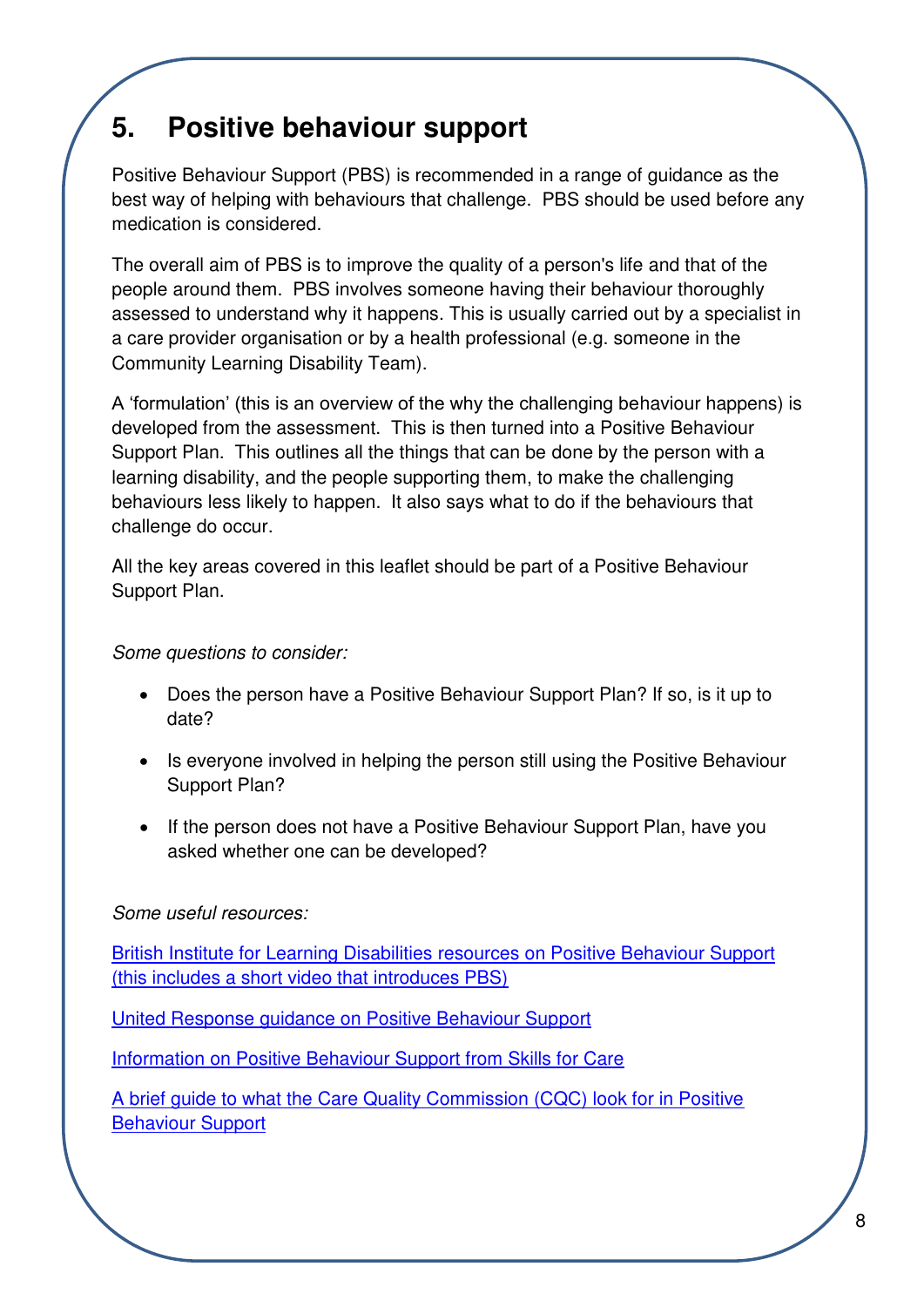## 5. Positive behaviour support

Positive Behaviour Support (PBS) is recommended in a range of guidance as the best way of helping with behaviours that challenge. PBS should be used before any medication is considered.

The overall aim of PBS is to improve the quality of a person's life and that of the people around them. PBS involves someone having their behaviour thoroughly assessed to understand why it happens. This is usually carried out by a specialist in a care provider organisation or by a health professional (e.g. someone in the Community Learning Disability Team).

A 'formulation' (this is an overview of the why the challenging behaviour happens) is developed from the assessment. This is then turned into a Positive Behaviour Support Plan. This outlines all the things that can be done by the person with a learning disability, and the people supporting them, to make the challenging behaviours less likely to happen. It also says what to do if the behaviours that challenge do occur.

All the key areas covered in this leaflet should be part of a Positive Behaviour Support Plan.

*Some questions to consider:*

- Does the person have a Positive Behaviour Support Plan? If so, is it up to date?
- Is everyone involved in helping the person still using the Positive Behaviour Support Plan?
- If the person does not have a Positive Behaviour Support Plan, have you asked whether one can be developed?

*Some useful resources:*

British Institute for Learning Disabilities resources on Positive Behaviour Support (this includes a short video that introduces PBS)

United Response guidance on Positive Behaviour Support

Information on Positive Behaviour Support from Skills for Care

A brief guide to what the Care Quality Commission (CQC) look for in Positive Behaviour Support